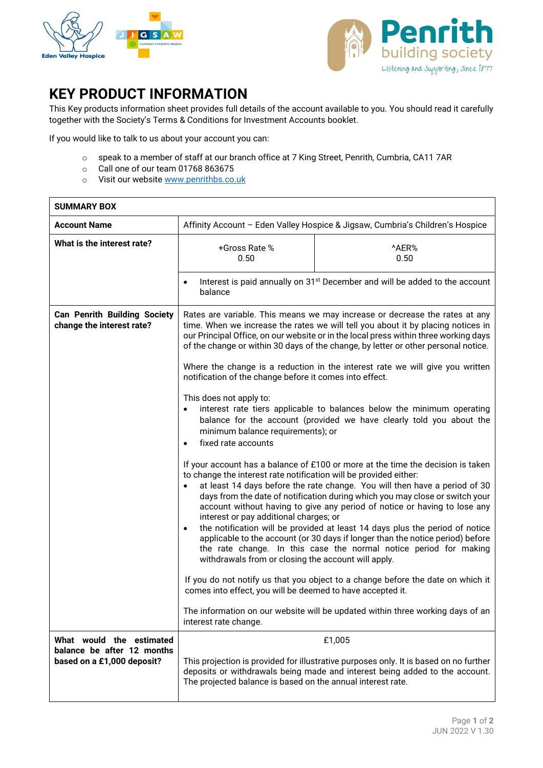# KEY PRODUCT INFORMATION

This Key products information sheet provides full details of the account available to you. You should read it carefully together with the Society's Terms & Conditions for Investment Accounts booklet.

If you would like to talk to us about your account you can:

- speak to a member of staff at our branch office at 7 King Street, Penrith, Cumbria, CA11 7AR
- Call one of our team 01768 863675
- Visit our website www.penrithbs.co.uk

| SUMMARY BOX | |
|---|---|
| **Account Name** | Affinity Account – Eden Valley Hospice & Jigsaw, Cumbria's Children's Hospice |
| **What is the interest rate?** | +Gross Rate % 0.50 / ^AER% 0.50<br><br>• Interest is paid annually on 31st December and will be added to the account balance |
| **Can Penrith Building Society change the interest rate?** | Rates are variable. This means we may increase or decrease the rates at any time. When we increase the rates we will tell you about it by placing notices in our Principal Office, on our website or in the local press within three working days of the change or within 30 days of the change, by letter or other personal notice.<br><br>Where the change is a reduction in the interest rate we will give you written notification of the change before it comes into effect.<br><br>This does not apply to:<br>• interest rate tiers applicable to balances below the minimum operating balance for the account (provided we have clearly told you about the minimum balance requirements); or<br>• fixed rate accounts<br><br>If your account has a balance of £100 or more at the time the decision is taken to change the interest rate notification will be provided either:<br>• at least 14 days before the rate change. You will then have a period of 30 days from the date of notification during which you may close or switch your account without having to give any period of notice or having to lose any interest or pay additional charges; or<br>• the notification will be provided at least 14 days plus the period of notice applicable to the account (or 30 days if longer than the notice period) before the rate change. In this case the normal notice period for making withdrawals from or closing the account will apply.<br><br>If you do not notify us that you object to a change before the date on which it comes into effect, you will be deemed to have accepted it.<br><br>The information on our website will be updated within three working days of an interest rate change. |
| **What would the estimated balance be after 12 months based on a £1,000 deposit?** | £1,005<br><br>This projection is provided for illustrative purposes only. It is based on no further deposits or withdrawals being made and interest being added to the account. The projected balance is based on the annual interest rate. |

JUN 2022 V 1.30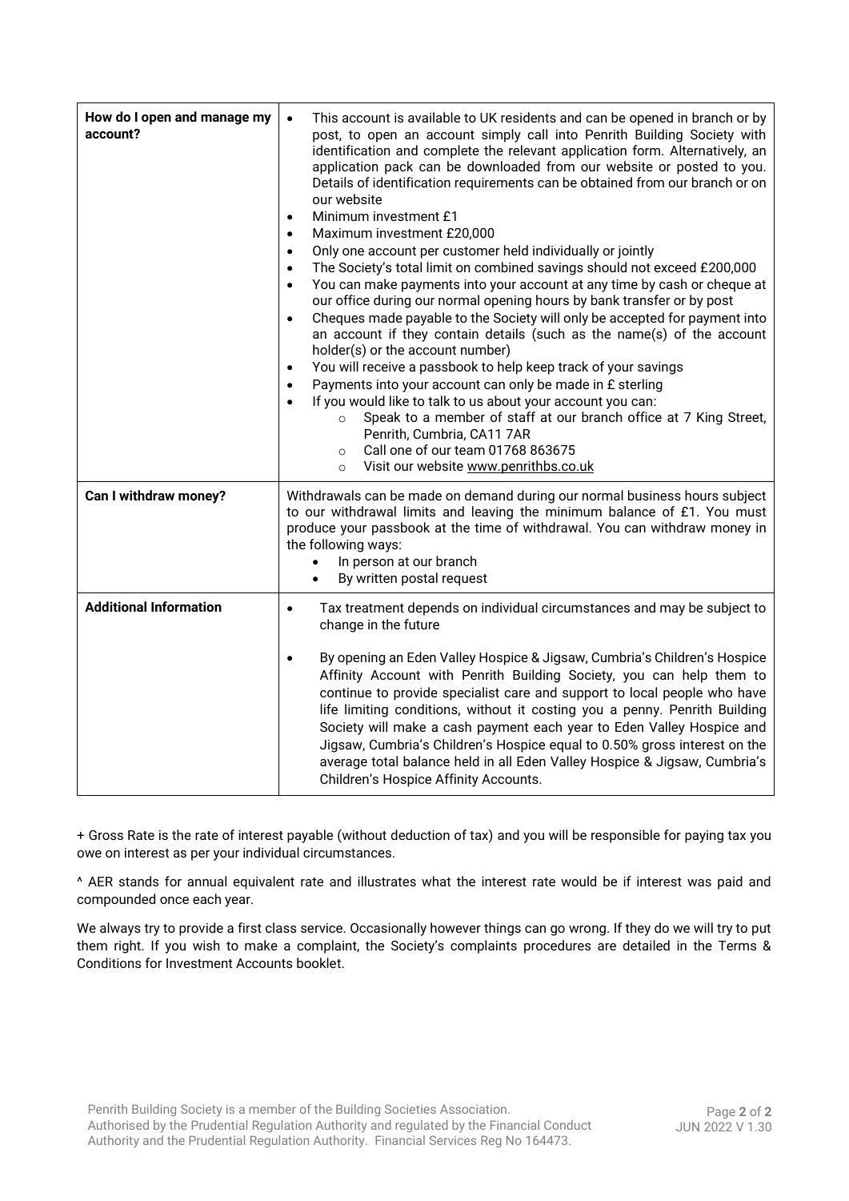| | |
|---|---|
| **How do I open and manage my account?** | • This account is available to UK residents and can be opened in branch or by post, to open an account simply call into Penrith Building Society with identification and complete the relevant application form. Alternatively, an application pack can be downloaded from our website or posted to you. Details of identification requirements can be obtained from our branch or on our website<br>• Minimum investment £1<br>• Maximum investment £20,000<br>• Only one account per customer held individually or jointly<br>• The Society's total limit on combined savings should not exceed £200,000<br>• You can make payments into your account at any time by cash or cheque at our office during our normal opening hours by bank transfer or by post<br>• Cheques made payable to the Society will only be accepted for payment into an account if they contain details (such as the name(s) of the account holder(s) or the account number)<br>• You will receive a passbook to help keep track of your savings<br>• Payments into your account can only be made in £ sterling<br>• If you would like to talk to us about your account you can:<br>&nbsp;&nbsp;○ Speak to a member of staff at our branch office at 7 King Street, Penrith, Cumbria, CA11 7AR<br>&nbsp;&nbsp;○ Call one of our team 01768 863675<br>&nbsp;&nbsp;○ Visit our website www.penrithbs.co.uk |
| **Can I withdraw money?** | Withdrawals can be made on demand during our normal business hours subject to our withdrawal limits and leaving the minimum balance of £1. You must produce your passbook at the time of withdrawal. You can withdraw money in the following ways:<br>• In person at our branch<br>• By written postal request |
| **Additional Information** | • Tax treatment depends on individual circumstances and may be subject to change in the future<br>• By opening an Eden Valley Hospice & Jigsaw, Cumbria's Children's Hospice Affinity Account with Penrith Building Society, you can help them to continue to provide specialist care and support to local people who have life limiting conditions, without it costing you a penny. Penrith Building Society will make a cash payment each year to Eden Valley Hospice and Jigsaw, Cumbria's Children's Hospice equal to 0.50% gross interest on the average total balance held in all Eden Valley Hospice & Jigsaw, Cumbria's Children's Hospice Affinity Accounts. |

+ Gross Rate is the rate of interest payable (without deduction of tax) and you will be responsible for paying tax you owe on interest as per your individual circumstances.

^ AER stands for annual equivalent rate and illustrates what the interest rate would be if interest was paid and compounded once each year.

We always try to provide a first class service. Occasionally however things can go wrong. If they do we will try to put them right. If you wish to make a complaint, the Society's complaints procedures are detailed in the Terms & Conditions for Investment Accounts booklet.

Penrith Building Society is a member of the Building Societies Association.
Authorised by the Prudential Regulation Authority and regulated by the Financial Conduct Authority and the Prudential Regulation Authority. Financial Services Reg No 164473.

JUN 2022 V 1.30